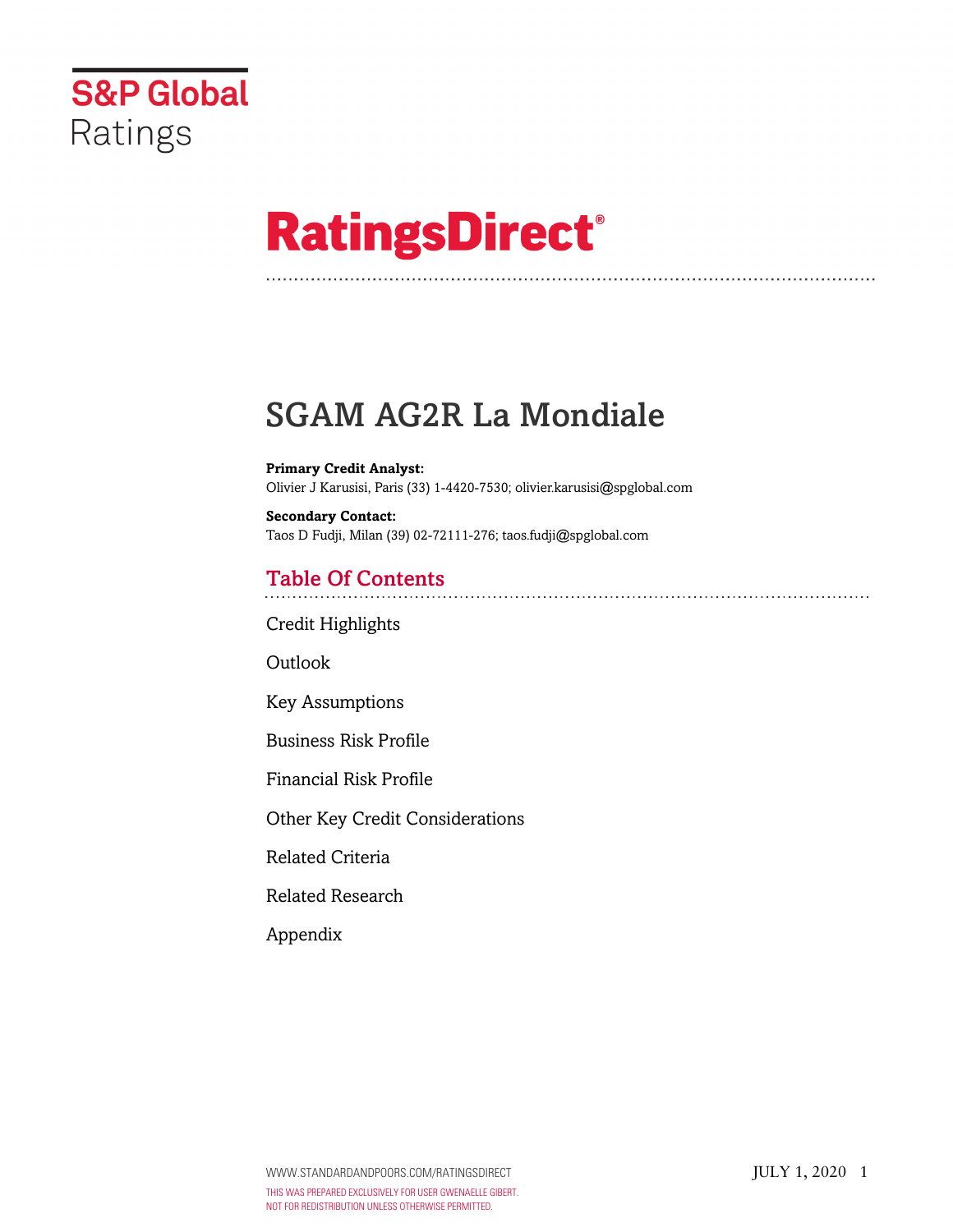S&P Global Ratings

# RatingsDirect®

# SGAM AG2R La Mondiale

**Primary Credit Analyst:**
Olivier J Karusisi, Paris (33) 1-4420-7530; olivier.karusisi@spglobal.com

**Secondary Contact:**
Taos D Fudji, Milan (39) 02-72111-276; taos.fudji@spglobal.com

## Table Of Contents

Credit Highlights

Outlook

Key Assumptions

Business Risk Profile

Financial Risk Profile

Other Key Credit Considerations

Related Criteria

Related Research

Appendix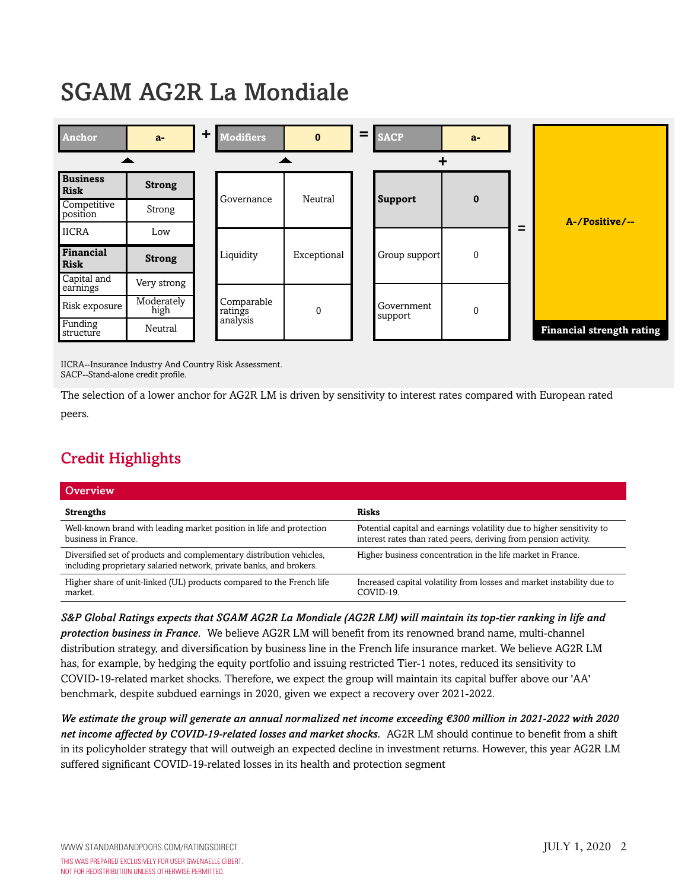# SGAM AG2R La Mondiale

| Anchor | a- | + | Modifiers | 0 | = | SACP | a- | | |
|---|---|---|---|---|---|---|---|---|---|
| **Business Risk** | **Strong** | | Governance | Neutral | | **Support** | **0** | = | **A-/Positive/--** |
| Competitive position | Strong | | | | | | | | |
| IICRA | Low | | Liquidity | Exceptional | | Group support | 0 | | |
| **Financial Risk** | **Strong** | | | | | | | | |
| Capital and earnings | Very strong | | Comparable ratings analysis | 0 | | Government support | 0 | | Financial strength rating |
| Risk exposure | Moderately high | | | | | | | | |
| Funding structure | Neutral | | | | | | | | |

IICRA--Insurance Industry And Country Risk Assessment.
SACP--Stand-alone credit profile.

The selection of a lower anchor for AG2R LM is driven by sensitivity to interest rates compared with European rated peers.

## Credit Highlights

| Overview | |
|---|---|
| **Strengths** | **Risks** |
| Well-known brand with leading market position in life and protection business in France. | Potential capital and earnings volatility due to higher sensitivity to interest rates than rated peers, deriving from pension activity. |
| Diversified set of products and complementary distribution vehicles, including proprietary salaried network, private banks, and brokers. | Higher business concentration in the life market in France. |
| Higher share of unit-linked (UL) products compared to the French life market. | Increased capital volatility from losses and market instability due to COVID-19. |

***S&P Global Ratings expects that SGAM AG2R La Mondiale (AG2R LM) will maintain its top-tier ranking in life and protection business in France.*** We believe AG2R LM will benefit from its renowned brand name, multi-channel distribution strategy, and diversification by business line in the French life insurance market. We believe AG2R LM has, for example, by hedging the equity portfolio and issuing restricted Tier-1 notes, reduced its sensitivity to COVID-19-related market shocks. Therefore, we expect the group will maintain its capital buffer above our 'AA' benchmark, despite subdued earnings in 2020, given we expect a recovery over 2021-2022.

***We estimate the group will generate an annual normalized net income exceeding €300 million in 2021-2022 with 2020 net income affected by COVID-19-related losses and market shocks.*** AG2R LM should continue to benefit from a shift in its policyholder strategy that will outweigh an expected decline in investment returns. However, this year AG2R LM suffered significant COVID-19-related losses in its health and protection segment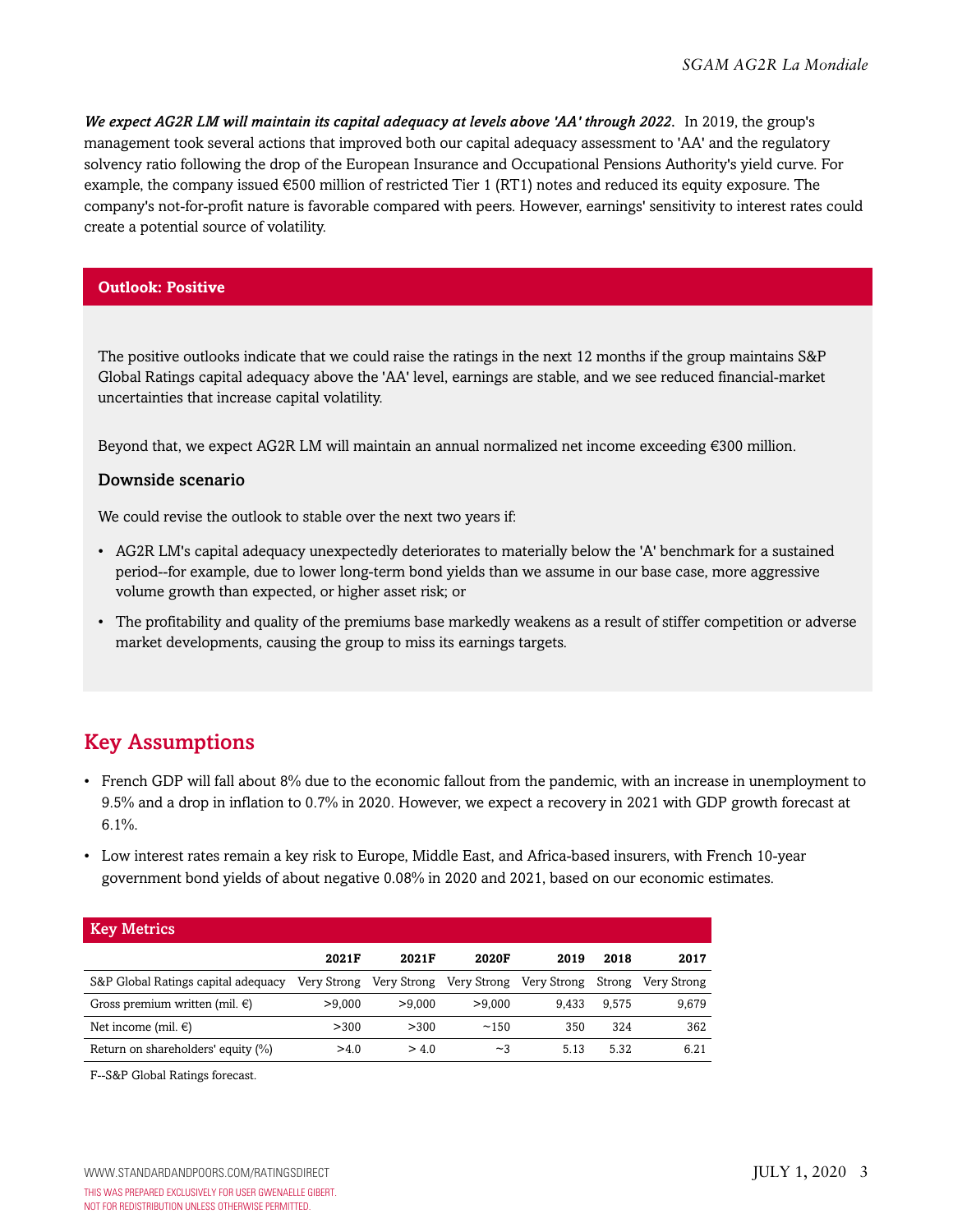***We expect AG2R LM will maintain its capital adequacy at levels above 'AA' through 2022.*** In 2019, the group's management took several actions that improved both our capital adequacy assessment to 'AA' and the regulatory solvency ratio following the drop of the European Insurance and Occupational Pensions Authority's yield curve. For example, the company issued €500 million of restricted Tier 1 (RT1) notes and reduced its equity exposure. The company's not-for-profit nature is favorable compared with peers. However, earnings' sensitivity to interest rates could create a potential source of volatility.

## Outlook: Positive

The positive outlooks indicate that we could raise the ratings in the next 12 months if the group maintains S&P Global Ratings capital adequacy above the 'AA' level, earnings are stable, and we see reduced financial-market uncertainties that increase capital volatility.

Beyond that, we expect AG2R LM will maintain an annual normalized net income exceeding €300 million.

### Downside scenario

We could revise the outlook to stable over the next two years if:

- AG2R LM's capital adequacy unexpectedly deteriorates to materially below the 'A' benchmark for a sustained period--for example, due to lower long-term bond yields than we assume in our base case, more aggressive volume growth than expected, or higher asset risk; or
- The profitability and quality of the premiums base markedly weakens as a result of stiffer competition or adverse market developments, causing the group to miss its earnings targets.

## Key Assumptions

- French GDP will fall about 8% due to the economic fallout from the pandemic, with an increase in unemployment to 9.5% and a drop in inflation to 0.7% in 2020. However, we expect a recovery in 2021 with GDP growth forecast at 6.1%.
- Low interest rates remain a key risk to Europe, Middle East, and Africa-based insurers, with French 10-year government bond yields of about negative 0.08% in 2020 and 2021, based on our economic estimates.

**Key Metrics**

| | 2021F | 2021F | 2020F | 2019 | 2018 | 2017 |
|---|---|---|---|---|---|---|
| S&P Global Ratings capital adequacy | Very Strong | Very Strong | Very Strong | Very Strong | Strong | Very Strong |
| Gross premium written (mil. €) | >9,000 | >9,000 | >9,000 | 9,433 | 9,575 | 9,679 |
| Net income (mil. €) | >300 | >300 | ~150 | 350 | 324 | 362 |
| Return on shareholders' equity (%) | >4.0 | > 4.0 | ~3 | 5.13 | 5.32 | 6.21 |

F--S&P Global Ratings forecast.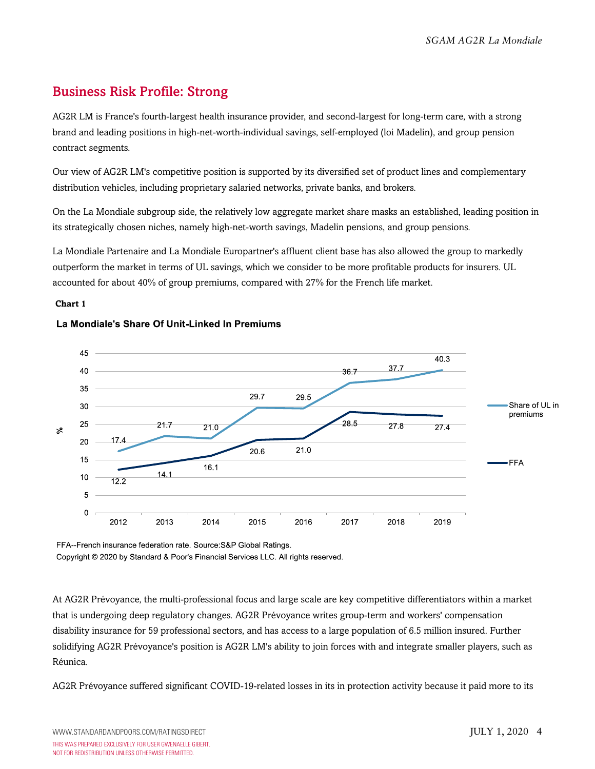## Business Risk Profile: Strong

AG2R LM is France's fourth-largest health insurance provider, and second-largest for long-term care, with a strong brand and leading positions in high-net-worth-individual savings, self-employed (loi Madelin), and group pension contract segments.

Our view of AG2R LM's competitive position is supported by its diversified set of product lines and complementary distribution vehicles, including proprietary salaried networks, private banks, and brokers.

On the La Mondiale subgroup side, the relatively low aggregate market share masks an established, leading position in its strategically chosen niches, namely high-net-worth savings, Madelin pensions, and group pensions.

La Mondiale Partenaire and La Mondiale Europartner's affluent client base has also allowed the group to markedly outperform the market in terms of UL savings, which we consider to be more profitable products for insurers. UL accounted for about 40% of group premiums, compared with 27% for the French life market.

**Chart 1**

**La Mondiale's Share Of Unit-Linked In Premiums**

| % | 2012 | 2013 | 2014 | 2015 | 2016 | 2017 | 2018 | 2019 |
|---|---|---|---|---|---|---|---|---|
| Share of UL in premiums | 17.4 | 21.7 | 21.0 | 29.7 | 29.5 | 36.7 | 37.7 | 40.3 |
| FFA | 12.2 | 14.1 | 16.1 | 20.6 | 21.0 | 28.5 | 27.8 | 27.4 |

FFA--French insurance federation rate. Source:S&P Global Ratings.

Copyright © 2020 by Standard & Poor's Financial Services LLC. All rights reserved.

At AG2R Prévoyance, the multi-professional focus and large scale are key competitive differentiators within a market that is undergoing deep regulatory changes. AG2R Prévoyance writes group-term and workers' compensation disability insurance for 59 professional sectors, and has access to a large population of 6.5 million insured. Further solidifying AG2R Prévoyance's position is AG2R LM's ability to join forces with and integrate smaller players, such as Réunica.

AG2R Prévoyance suffered significant COVID-19-related losses in its in protection activity because it paid more to its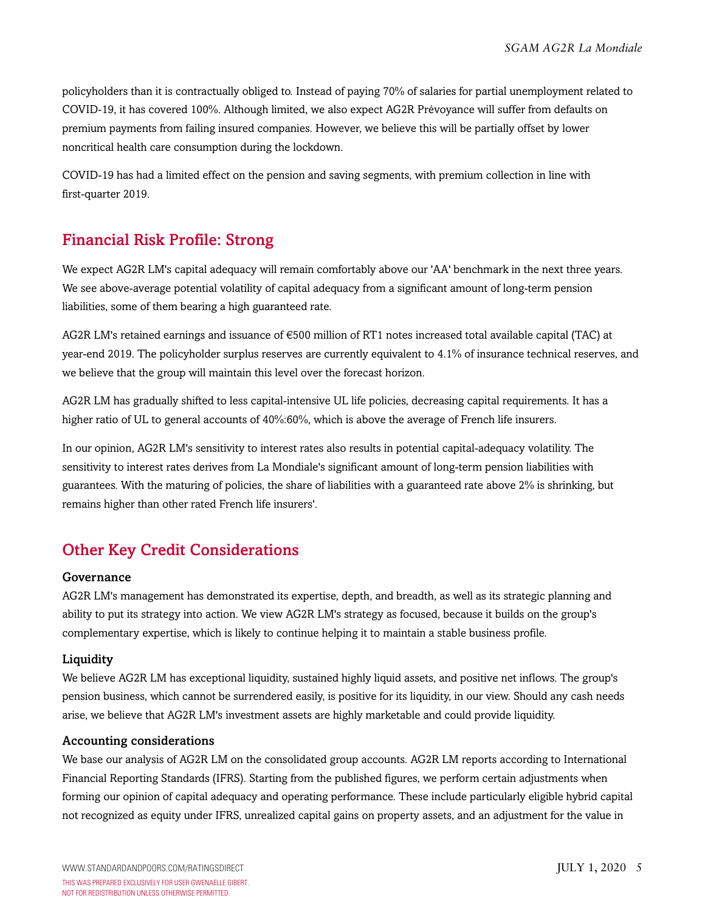policyholders than it is contractually obliged to. Instead of paying 70% of salaries for partial unemployment related to COVID-19, it has covered 100%. Although limited, we also expect AG2R Prévoyance will suffer from defaults on premium payments from failing insured companies. However, we believe this will be partially offset by lower noncritical health care consumption during the lockdown.

COVID-19 has had a limited effect on the pension and saving segments, with premium collection in line with first-quarter 2019.

## Financial Risk Profile: Strong

We expect AG2R LM's capital adequacy will remain comfortably above our 'AA' benchmark in the next three years. We see above-average potential volatility of capital adequacy from a significant amount of long-term pension liabilities, some of them bearing a high guaranteed rate.

AG2R LM's retained earnings and issuance of €500 million of RT1 notes increased total available capital (TAC) at year-end 2019. The policyholder surplus reserves are currently equivalent to 4.1% of insurance technical reserves, and we believe that the group will maintain this level over the forecast horizon.

AG2R LM has gradually shifted to less capital-intensive UL life policies, decreasing capital requirements. It has a higher ratio of UL to general accounts of 40%:60%, which is above the average of French life insurers.

In our opinion, AG2R LM's sensitivity to interest rates also results in potential capital-adequacy volatility. The sensitivity to interest rates derives from La Mondiale's significant amount of long-term pension liabilities with guarantees. With the maturing of policies, the share of liabilities with a guaranteed rate above 2% is shrinking, but remains higher than other rated French life insurers'.

## Other Key Credit Considerations

### Governance

AG2R LM's management has demonstrated its expertise, depth, and breadth, as well as its strategic planning and ability to put its strategy into action. We view AG2R LM's strategy as focused, because it builds on the group's complementary expertise, which is likely to continue helping it to maintain a stable business profile.

### Liquidity

We believe AG2R LM has exceptional liquidity, sustained highly liquid assets, and positive net inflows. The group's pension business, which cannot be surrendered easily, is positive for its liquidity, in our view. Should any cash needs arise, we believe that AG2R LM's investment assets are highly marketable and could provide liquidity.

### Accounting considerations

We base our analysis of AG2R LM on the consolidated group accounts. AG2R LM reports according to International Financial Reporting Standards (IFRS). Starting from the published figures, we perform certain adjustments when forming our opinion of capital adequacy and operating performance. These include particularly eligible hybrid capital not recognized as equity under IFRS, unrealized capital gains on property assets, and an adjustment for the value in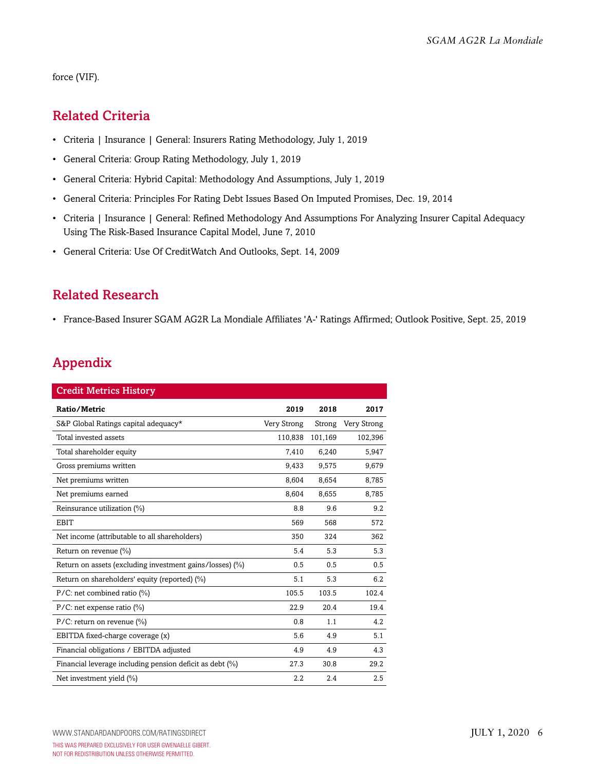force (VIF).

## Related Criteria

- Criteria | Insurance | General: Insurers Rating Methodology, July 1, 2019
- General Criteria: Group Rating Methodology, July 1, 2019
- General Criteria: Hybrid Capital: Methodology And Assumptions, July 1, 2019
- General Criteria: Principles For Rating Debt Issues Based On Imputed Promises, Dec. 19, 2014
- Criteria | Insurance | General: Refined Methodology And Assumptions For Analyzing Insurer Capital Adequacy Using The Risk-Based Insurance Capital Model, June 7, 2010
- General Criteria: Use Of CreditWatch And Outlooks, Sept. 14, 2009

## Related Research

- France-Based Insurer SGAM AG2R La Mondiale Affiliates 'A-' Ratings Affirmed; Outlook Positive, Sept. 25, 2019

## Appendix

**Credit Metrics History**

| Ratio/Metric | 2019 | 2018 | 2017 |
|---|---|---|---|
| S&P Global Ratings capital adequacy* | Very Strong | Strong | Very Strong |
| Total invested assets | 110,838 | 101,169 | 102,396 |
| Total shareholder equity | 7,410 | 6,240 | 5,947 |
| Gross premiums written | 9,433 | 9,575 | 9,679 |
| Net premiums written | 8,604 | 8,654 | 8,785 |
| Net premiums earned | 8,604 | 8,655 | 8,785 |
| Reinsurance utilization (%) | 8.8 | 9.6 | 9.2 |
| EBIT | 569 | 568 | 572 |
| Net income (attributable to all shareholders) | 350 | 324 | 362 |
| Return on revenue (%) | 5.4 | 5.3 | 5.3 |
| Return on assets (excluding investment gains/losses) (%) | 0.5 | 0.5 | 0.5 |
| Return on shareholders' equity (reported) (%) | 5.1 | 5.3 | 6.2 |
| P/C: net combined ratio (%) | 105.5 | 103.5 | 102.4 |
| P/C: net expense ratio (%) | 22.9 | 20.4 | 19.4 |
| P/C: return on revenue (%) | 0.8 | 1.1 | 4.2 |
| EBITDA fixed-charge coverage (x) | 5.6 | 4.9 | 5.1 |
| Financial obligations / EBITDA adjusted | 4.9 | 4.9 | 4.3 |
| Financial leverage including pension deficit as debt (%) | 27.3 | 30.8 | 29.2 |
| Net investment yield (%) | 2.2 | 2.4 | 2.5 |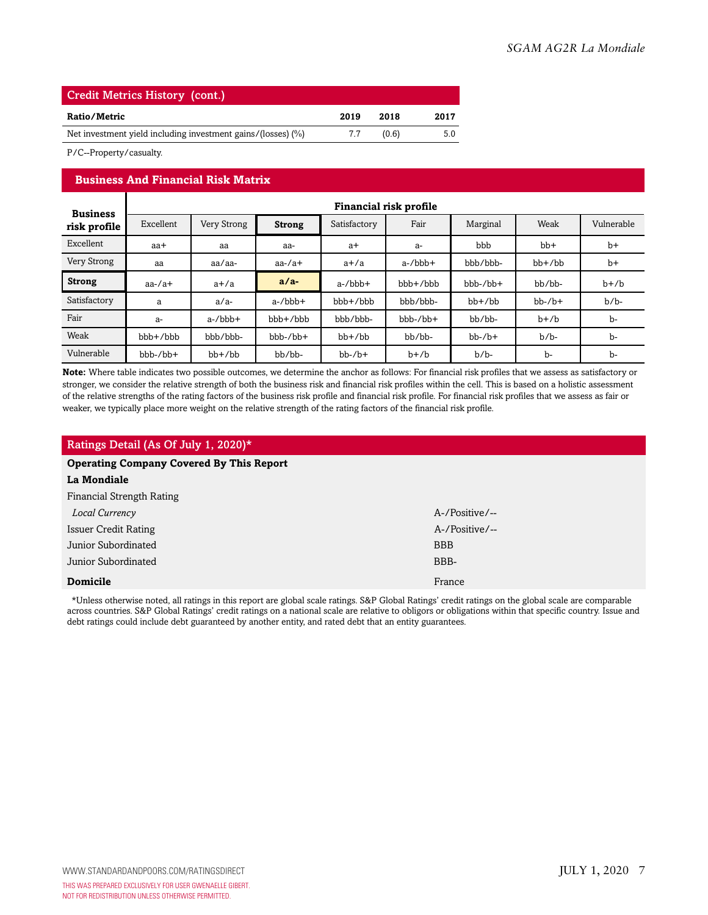## Credit Metrics History (cont.)

| Ratio/Metric | 2019 | 2018 | 2017 |
|---|---|---|---|
| Net investment yield including investment gains/(losses) (%) | 7.7 | (0.6) | 5.0 |

P/C--Property/casualty.

## Business And Financial Risk Matrix

| Business risk profile | Financial risk profile | | | | | | | |
|---|---|---|---|---|---|---|---|---|
| | Excellent | Very Strong | **Strong** | Satisfactory | Fair | Marginal | Weak | Vulnerable |
| Excellent | aa+ | aa | aa- | a+ | a- | bbb | bb+ | b+ |
| Very Strong | aa | aa/aa- | aa-/a+ | a+/a | a-/bbb+ | bbb/bbb- | bb+/bb | b+ |
| **Strong** | aa-/a+ | a+/a | **a/a-** | a-/bbb+ | bbb+/bbb | bbb-/bb+ | bb/bb- | b+/b |
| Satisfactory | a | a/a- | a-/bbb+ | bbb+/bbb | bbb/bbb- | bb+/bb | bb-/b+ | b/b- |
| Fair | a- | a-/bbb+ | bbb+/bbb | bbb/bbb- | bbb-/bb+ | bb/bb- | b+/b | b- |
| Weak | bbb+/bbb | bbb/bbb- | bbb-/bb+ | bb+/bb | bb/bb- | bb-/b+ | b/b- | b- |
| Vulnerable | bbb-/bb+ | bb+/bb | bb/bb- | bb-/b+ | b+/b | b/b- | b- | b- |

**Note:** Where table indicates two possible outcomes, we determine the anchor as follows: For financial risk profiles that we assess as satisfactory or stronger, we consider the relative strength of both the business risk and financial risk profiles within the cell. This is based on a holistic assessment of the relative strengths of the rating factors of the business risk profile and financial risk profile. For financial risk profiles that we assess as fair or weaker, we typically place more weight on the relative strength of the rating factors of the financial risk profile.

## Ratings Detail (As Of July 1, 2020)*

| | |
|---|---|
| **Operating Company Covered By This Report** | |
| **La Mondiale** | |
| Financial Strength Rating | |
| *Local Currency* | A-/Positive/-- |
| Issuer Credit Rating | A-/Positive/-- |
| Junior Subordinated | BBB |
| Junior Subordinated | BBB- |
| **Domicile** | France |

*Unless otherwise noted, all ratings in this report are global scale ratings. S&P Global Ratings' credit ratings on the global scale are comparable across countries. S&P Global Ratings' credit ratings on a national scale are relative to obligors or obligations within that specific country. Issue and debt ratings could include debt guaranteed by another entity, and rated debt that an entity guarantees.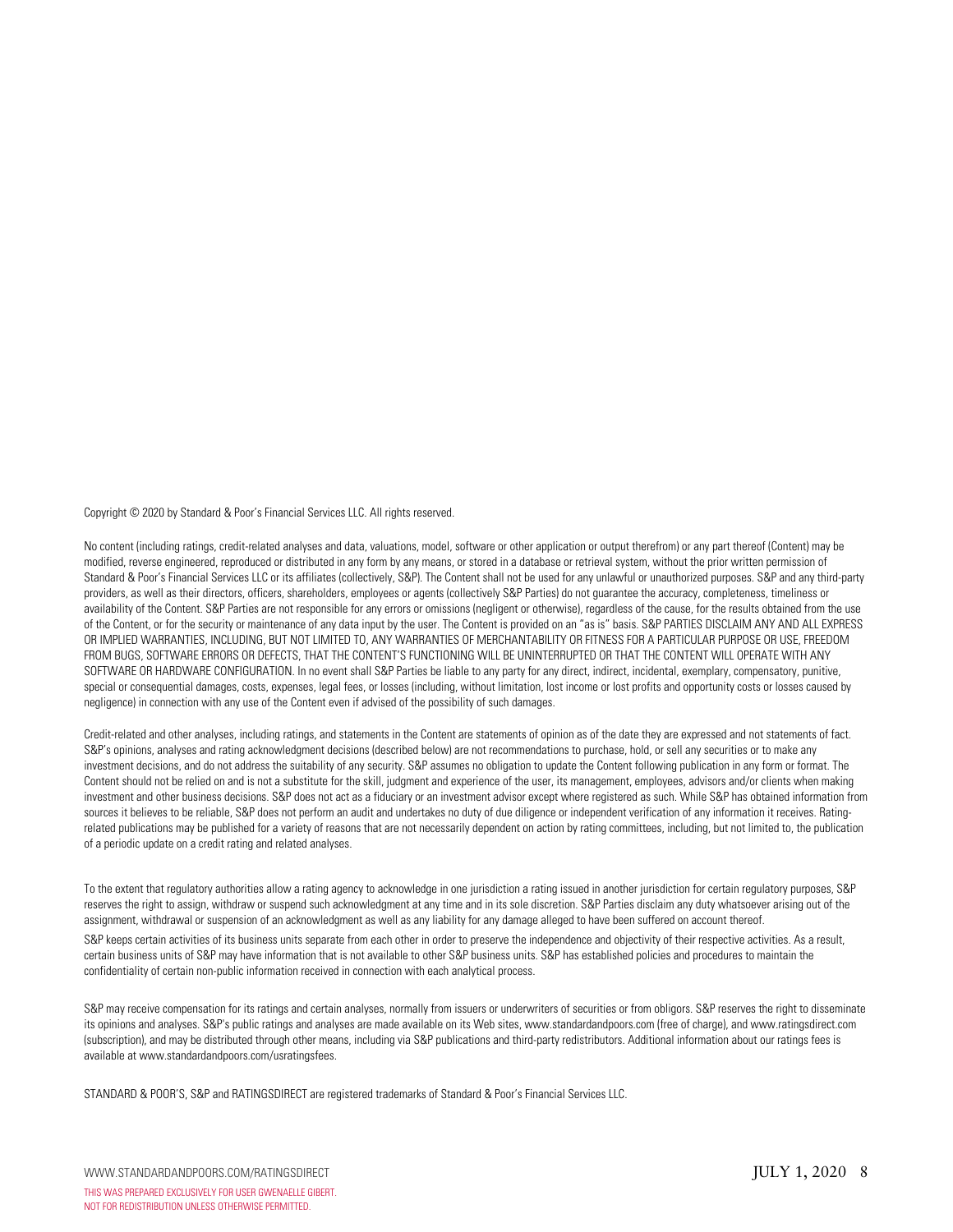Copyright © 2020 by Standard & Poor's Financial Services LLC. All rights reserved.

No content (including ratings, credit-related analyses and data, valuations, model, software or other application or output therefrom) or any part thereof (Content) may be modified, reverse engineered, reproduced or distributed in any form by any means, or stored in a database or retrieval system, without the prior written permission of Standard & Poor's Financial Services LLC or its affiliates (collectively, S&P). The Content shall not be used for any unlawful or unauthorized purposes. S&P and any third-party providers, as well as their directors, officers, shareholders, employees or agents (collectively S&P Parties) do not guarantee the accuracy, completeness, timeliness or availability of the Content. S&P Parties are not responsible for any errors or omissions (negligent or otherwise), regardless of the cause, for the results obtained from the use of the Content, or for the security or maintenance of any data input by the user. The Content is provided on an "as is" basis. S&P PARTIES DISCLAIM ANY AND ALL EXPRESS OR IMPLIED WARRANTIES, INCLUDING, BUT NOT LIMITED TO, ANY WARRANTIES OF MERCHANTABILITY OR FITNESS FOR A PARTICULAR PURPOSE OR USE, FREEDOM FROM BUGS, SOFTWARE ERRORS OR DEFECTS, THAT THE CONTENT'S FUNCTIONING WILL BE UNINTERRUPTED OR THAT THE CONTENT WILL OPERATE WITH ANY SOFTWARE OR HARDWARE CONFIGURATION. In no event shall S&P Parties be liable to any party for any direct, indirect, incidental, exemplary, compensatory, punitive, special or consequential damages, costs, expenses, legal fees, or losses (including, without limitation, lost income or lost profits and opportunity costs or losses caused by negligence) in connection with any use of the Content even if advised of the possibility of such damages.

Credit-related and other analyses, including ratings, and statements in the Content are statements of opinion as of the date they are expressed and not statements of fact. S&P's opinions, analyses and rating acknowledgment decisions (described below) are not recommendations to purchase, hold, or sell any securities or to make any investment decisions, and do not address the suitability of any security. S&P assumes no obligation to update the Content following publication in any form or format. The Content should not be relied on and is not a substitute for the skill, judgment and experience of the user, its management, employees, advisors and/or clients when making investment and other business decisions. S&P does not act as a fiduciary or an investment advisor except where registered as such. While S&P has obtained information from sources it believes to be reliable, S&P does not perform an audit and undertakes no duty of due diligence or independent verification of any information it receives. Rating-related publications may be published for a variety of reasons that are not necessarily dependent on action by rating committees, including, but not limited to, the publication of a periodic update on a credit rating and related analyses.

To the extent that regulatory authorities allow a rating agency to acknowledge in one jurisdiction a rating issued in another jurisdiction for certain regulatory purposes, S&P reserves the right to assign, withdraw or suspend such acknowledgment at any time and in its sole discretion. S&P Parties disclaim any duty whatsoever arising out of the assignment, withdrawal or suspension of an acknowledgment as well as any liability for any damage alleged to have been suffered on account thereof.

S&P keeps certain activities of its business units separate from each other in order to preserve the independence and objectivity of their respective activities. As a result, certain business units of S&P may have information that is not available to other S&P business units. S&P has established policies and procedures to maintain the confidentiality of certain non-public information received in connection with each analytical process.

S&P may receive compensation for its ratings and certain analyses, normally from issuers or underwriters of securities or from obligors. S&P reserves the right to disseminate its opinions and analyses. S&P's public ratings and analyses are made available on its Web sites, www.standardandpoors.com (free of charge), and www.ratingsdirect.com (subscription), and may be distributed through other means, including via S&P publications and third-party redistributors. Additional information about our ratings fees is available at www.standardandpoors.com/usratingsfees.

STANDARD & POOR'S, S&P and RATINGSDIRECT are registered trademarks of Standard & Poor's Financial Services LLC.